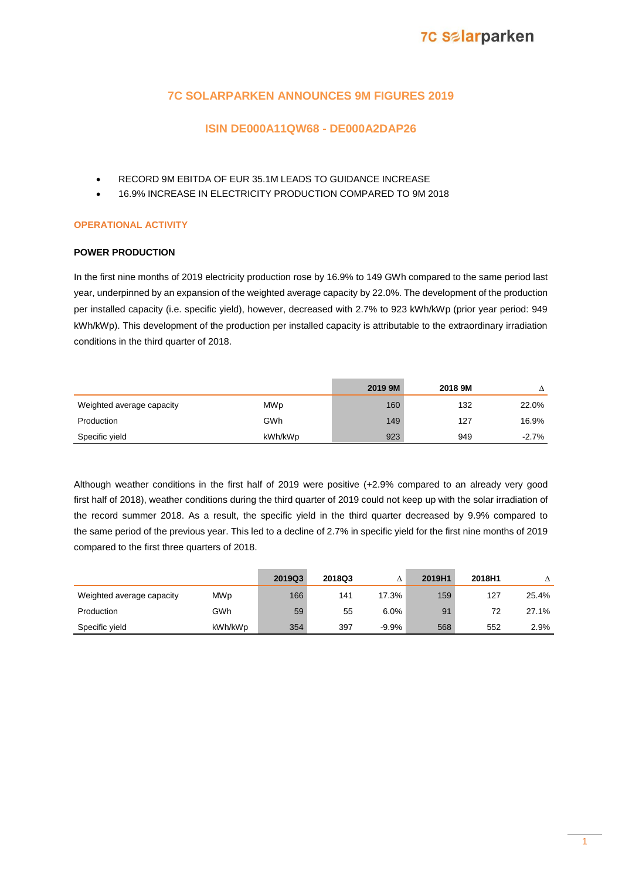# 7C SOLARPARKEN ANNOUNCES 9M FIGURES 2019

## ISIN DE000A11QW68 - DE000A2DAP26

- RECORD 9M EBITDA OF EUR 35.1M LEADS TO GUIDANCE INCREASE
- 16.9% INCREASE IN ELECTRICITY PRODUCTION COMPARED TO 9M 2018

## OPERATIONAL ACTIVITY

### POWER PRODUCTION

In the first nine months of 2019 electricity production rose by 16.9% to 149 GWh compared to the same period last year, underpinned by an expansion of the weighted average capacity by 22.0%. The development of the production per installed capacity (i.e. specific yield), however, decreased with 2.7% to 923 kWh/kWp (prior year period: 949 kWh/kWp). This development of the production per installed capacity is attributable to the extraordinary irradiation conditions in the third quarter of 2018.

| | | 2019 9M | 2018 9M | Δ |
|---|---|---|---|---|
| Weighted average capacity | MWp | 160 | 132 | 22.0% |
| Production | GWh | 149 | 127 | 16.9% |
| Specific yield | kWh/kWp | 923 | 949 | -2.7% |

Although weather conditions in the first half of 2019 were positive (+2.9% compared to an already very good first half of 2018), weather conditions during the third quarter of 2019 could not keep up with the solar irradiation of the record summer 2018. As a result, the specific yield in the third quarter decreased by 9.9% compared to the same period of the previous year. This led to a decline of 2.7% in specific yield for the first nine months of 2019 compared to the first three quarters of 2018.

| | | 2019Q3 | 2018Q3 | Δ | 2019H1 | 2018H1 | Δ |
|---|---|---|---|---|---|---|---|
| Weighted average capacity | MWp | 166 | 141 | 17.3% | 159 | 127 | 25.4% |
| Production | GWh | 59 | 55 | 6.0% | 91 | 72 | 27.1% |
| Specific yield | kWh/kWp | 354 | 397 | -9.9% | 568 | 552 | 2.9% |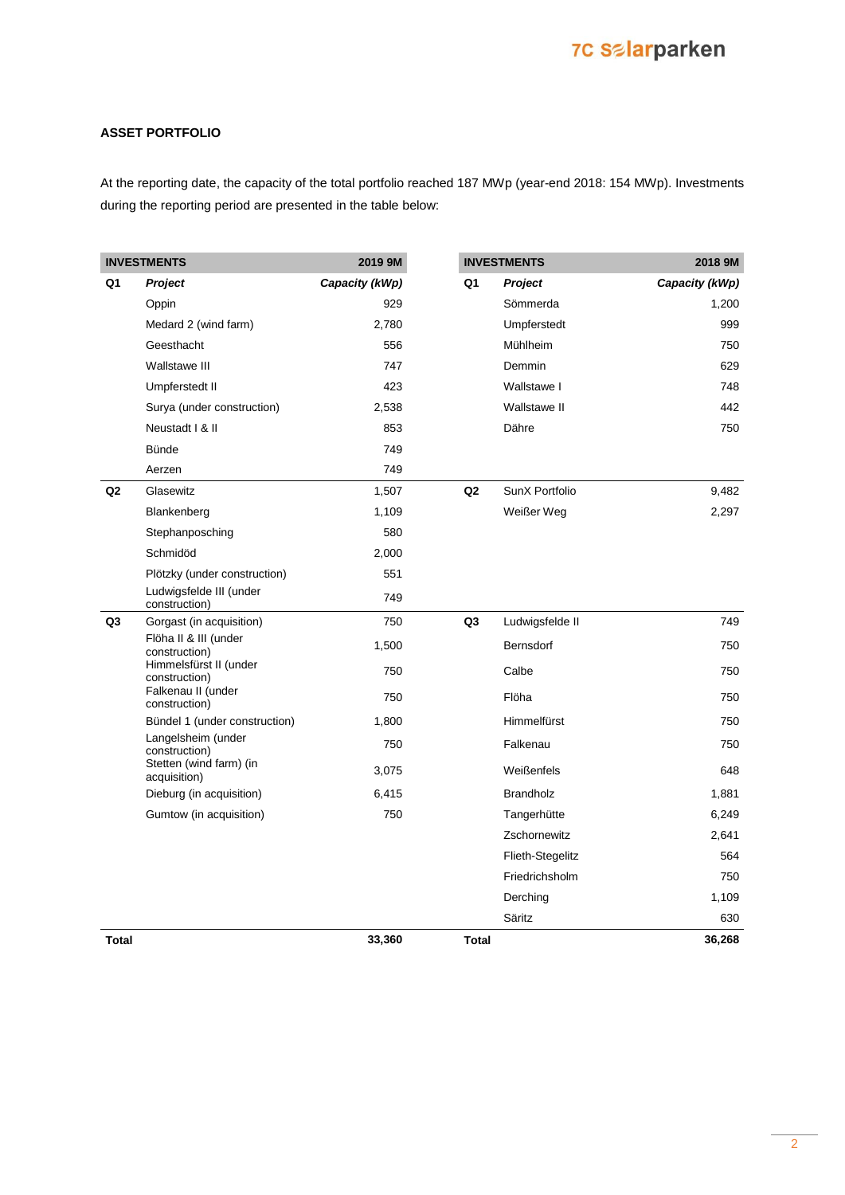## ASSET PORTFOLIO

At the reporting date, the capacity of the total portfolio reached 187 MWp (year-end 2018: 154 MWp). Investments during the reporting period are presented in the table below:

| INVESTMENTS | | 2019 9M |
|---|---|---|
| **Q1** | ***Project*** | ***Capacity (kWp)*** |
| | Oppin | 929 |
| | Medard 2 (wind farm) | 2,780 |
| | Geesthacht | 556 |
| | Wallstawe III | 747 |
| | Umpferstedt II | 423 |
| | Surya (under construction) | 2,538 |
| | Neustadt I & II | 853 |
| | Bünde | 749 |
| | Aerzen | 749 |
| **Q2** | Glasewitz | 1,507 |
| | Blankenberg | 1,109 |
| | Stephanposching | 580 |
| | Schmidöd | 2,000 |
| | Plötzky (under construction) | 551 |
| | Ludwigsfelde III (under construction) | 749 |
| **Q3** | Gorgast (in acquisition) | 750 |
| | Flöha II & III (under construction) | 1,500 |
| | Himmelsfürst II (under construction) | 750 |
| | Falkenau II (under construction) | 750 |
| | Bündel 1 (under construction) | 1,800 |
| | Langelsheim (under construction) | 750 |
| | Stetten (wind farm) (in acquisition) | 3,075 |
| | Dieburg (in acquisition) | 6,415 |
| | Gumtow (in acquisition) | 750 |
| **Total** | | **33,360** |

| INVESTMENTS | | 2018 9M |
|---|---|---|
| **Q1** | ***Project*** | ***Capacity (kWp)*** |
| | Sömmerda | 1,200 |
| | Umpferstedt | 999 |
| | Mühlheim | 750 |
| | Demmin | 629 |
| | Wallstawe I | 748 |
| | Wallstawe II | 442 |
| | Dähre | 750 |
| **Q2** | SunX Portfolio | 9,482 |
| | Weißer Weg | 2,297 |
| **Q3** | Ludwigsfelde II | 749 |
| | Bernsdorf | 750 |
| | Calbe | 750 |
| | Flöha | 750 |
| | Himmelfürst | 750 |
| | Falkenau | 750 |
| | Weißenfels | 648 |
| | Brandholz | 1,881 |
| | Tangerhütte | 6,249 |
| | Zschornewitz | 2,641 |
| | Flieth-Stegelitz | 564 |
| | Friedrichsholm | 750 |
| | Derching | 1,109 |
| | Säritz | 630 |
| **Total** | | **36,268** |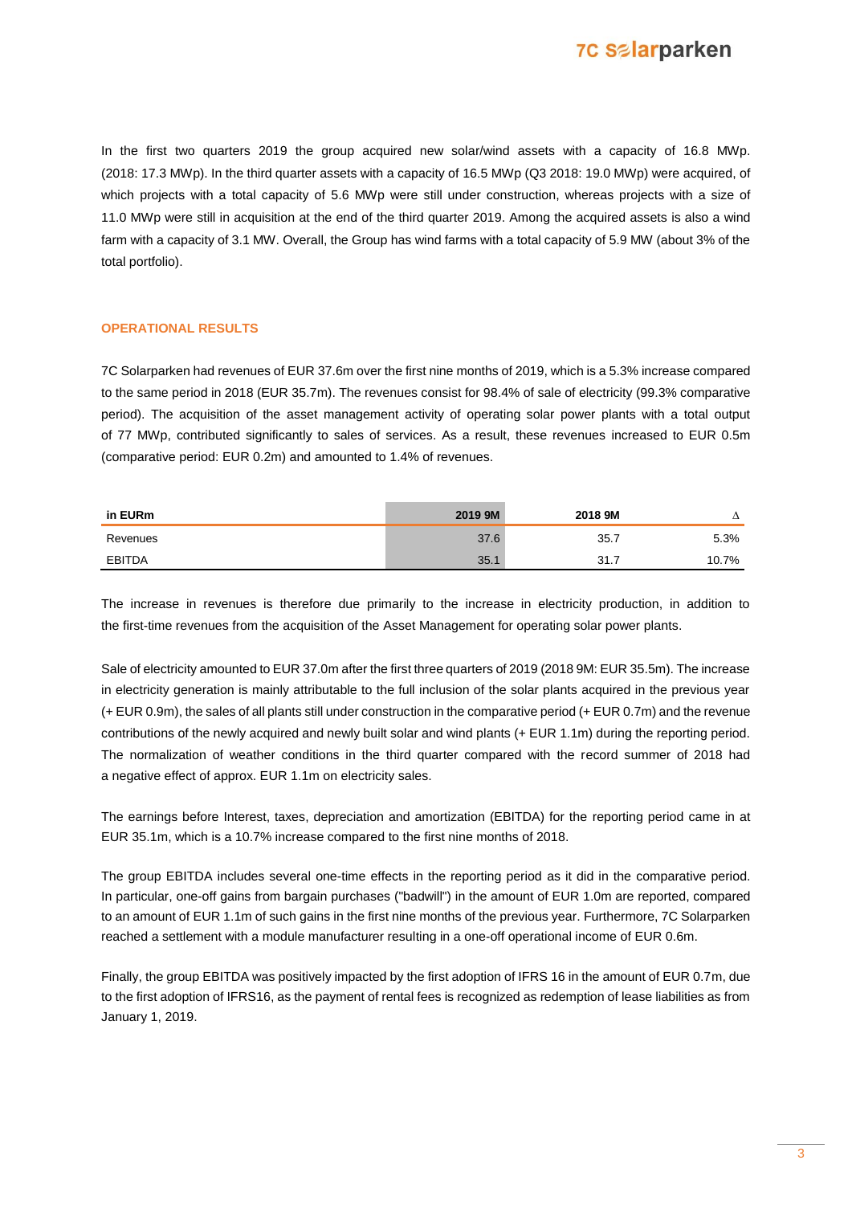In the first two quarters 2019 the group acquired new solar/wind assets with a capacity of 16.8 MWp. (2018: 17.3 MWp). In the third quarter assets with a capacity of 16.5 MWp (Q3 2018: 19.0 MWp) were acquired, of which projects with a total capacity of 5.6 MWp were still under construction, whereas projects with a size of 11.0 MWp were still in acquisition at the end of the third quarter 2019. Among the acquired assets is also a wind farm with a capacity of 3.1 MW. Overall, the Group has wind farms with a total capacity of 5.9 MW (about 3% of the total portfolio).

## OPERATIONAL RESULTS

7C Solarparken had revenues of EUR 37.6m over the first nine months of 2019, which is a 5.3% increase compared to the same period in 2018 (EUR 35.7m). The revenues consist for 98.4% of sale of electricity (99.3% comparative period). The acquisition of the asset management activity of operating solar power plants with a total output of 77 MWp, contributed significantly to sales of services. As a result, these revenues increased to EUR 0.5m (comparative period: EUR 0.2m) and amounted to 1.4% of revenues.

| in EURm | 2019 9M | 2018 9M | Δ |
|---|---|---|---|
| Revenues | 37.6 | 35.7 | 5.3% |
| EBITDA | 35.1 | 31.7 | 10.7% |

The increase in revenues is therefore due primarily to the increase in electricity production, in addition to the first-time revenues from the acquisition of the Asset Management for operating solar power plants.

Sale of electricity amounted to EUR 37.0m after the first three quarters of 2019 (2018 9M: EUR 35.5m). The increase in electricity generation is mainly attributable to the full inclusion of the solar plants acquired in the previous year (+ EUR 0.9m), the sales of all plants still under construction in the comparative period (+ EUR 0.7m) and the revenue contributions of the newly acquired and newly built solar and wind plants (+ EUR 1.1m) during the reporting period. The normalization of weather conditions in the third quarter compared with the record summer of 2018 had a negative effect of approx. EUR 1.1m on electricity sales.

The earnings before Interest, taxes, depreciation and amortization (EBITDA) for the reporting period came in at EUR 35.1m, which is a 10.7% increase compared to the first nine months of 2018.

The group EBITDA includes several one-time effects in the reporting period as it did in the comparative period. In particular, one-off gains from bargain purchases ("badwill") in the amount of EUR 1.0m are reported, compared to an amount of EUR 1.1m of such gains in the first nine months of the previous year. Furthermore, 7C Solarparken reached a settlement with a module manufacturer resulting in a one-off operational income of EUR 0.6m.

Finally, the group EBITDA was positively impacted by the first adoption of IFRS 16 in the amount of EUR 0.7m, due to the first adoption of IFRS16, as the payment of rental fees is recognized as redemption of lease liabilities as from January 1, 2019.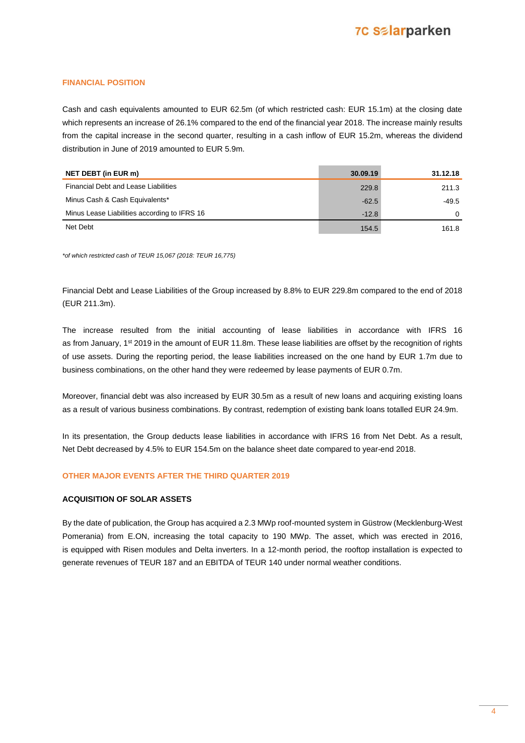## FINANCIAL POSITION

Cash and cash equivalents amounted to EUR 62.5m (of which restricted cash: EUR 15.1m) at the closing date which represents an increase of 26.1% compared to the end of the financial year 2018. The increase mainly results from the capital increase in the second quarter, resulting in a cash inflow of EUR 15.2m, whereas the dividend distribution in June of 2019 amounted to EUR 5.9m.

| NET DEBT (in EUR m) | 30.09.19 | 31.12.18 |
|---|---|---|
| Financial Debt and Lease Liabilities | 229.8 | 211.3 |
| Minus Cash & Cash Equivalents* | -62.5 | -49.5 |
| Minus Lease Liabilities according to IFRS 16 | -12.8 | 0 |
| Net Debt | 154.5 | 161.8 |

*\*of which restricted cash of TEUR 15,067 (2018: TEUR 16,775)*

Financial Debt and Lease Liabilities of the Group increased by 8.8% to EUR 229.8m compared to the end of 2018 (EUR 211.3m).

The increase resulted from the initial accounting of lease liabilities in accordance with IFRS 16 as from January, 1st 2019 in the amount of EUR 11.8m. These lease liabilities are offset by the recognition of rights of use assets. During the reporting period, the lease liabilities increased on the one hand by EUR 1.7m due to business combinations, on the other hand they were redeemed by lease payments of EUR 0.7m.

Moreover, financial debt was also increased by EUR 30.5m as a result of new loans and acquiring existing loans as a result of various business combinations. By contrast, redemption of existing bank loans totalled EUR 24.9m.

In its presentation, the Group deducts lease liabilities in accordance with IFRS 16 from Net Debt. As a result, Net Debt decreased by 4.5% to EUR 154.5m on the balance sheet date compared to year-end 2018.

## OTHER MAJOR EVENTS AFTER THE THIRD QUARTER 2019

### ACQUISITION OF SOLAR ASSETS

By the date of publication, the Group has acquired a 2.3 MWp roof-mounted system in Güstrow (Mecklenburg-West Pomerania) from E.ON, increasing the total capacity to 190 MWp. The asset, which was erected in 2016, is equipped with Risen modules and Delta inverters. In a 12-month period, the rooftop installation is expected to generate revenues of TEUR 187 and an EBITDA of TEUR 140 under normal weather conditions.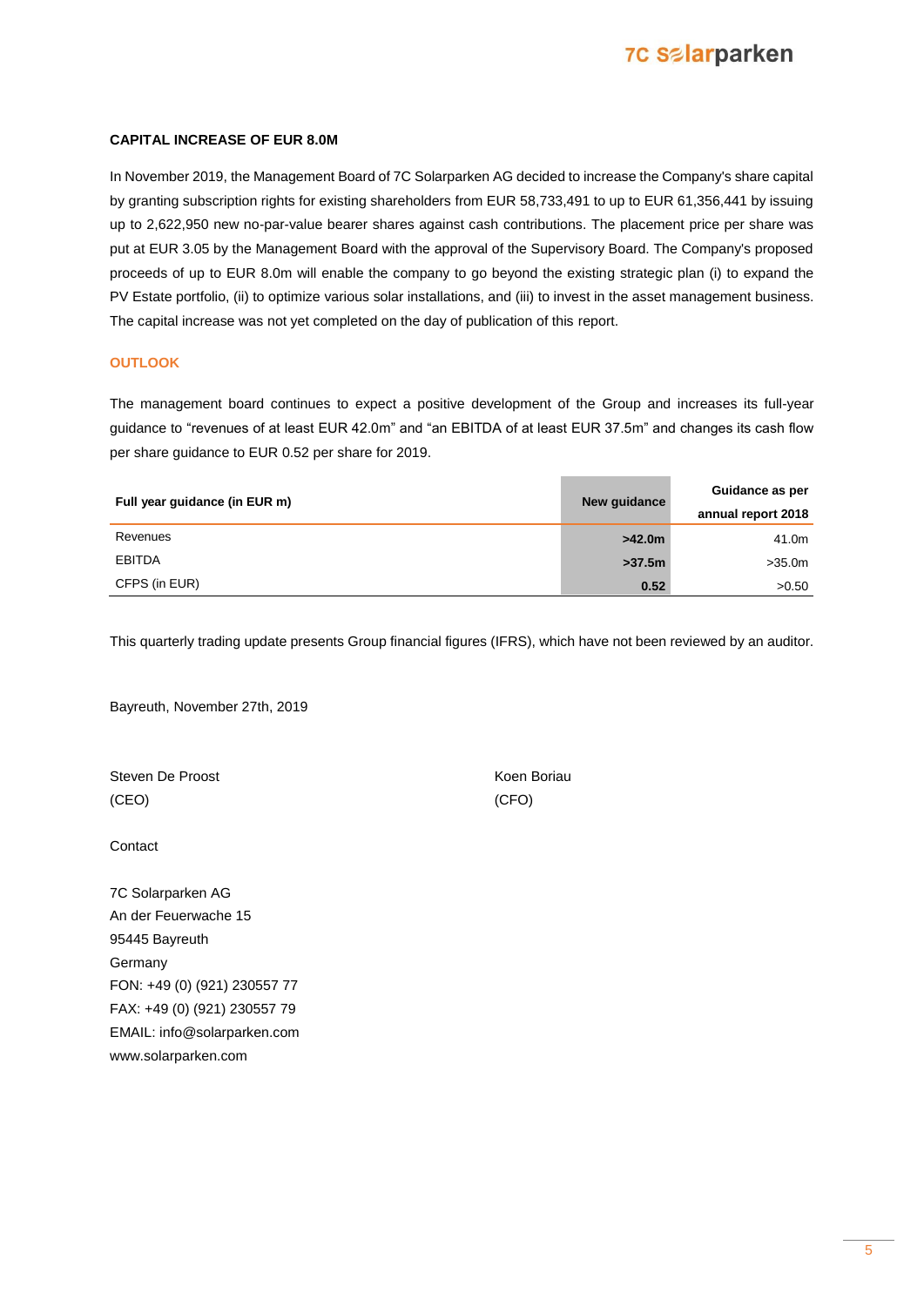**CAPITAL INCREASE OF EUR 8.0M**

In November 2019, the Management Board of 7C Solarparken AG decided to increase the Company's share capital by granting subscription rights for existing shareholders from EUR 58,733,491 to up to EUR 61,356,441 by issuing up to 2,622,950 new no-par-value bearer shares against cash contributions. The placement price per share was put at EUR 3.05 by the Management Board with the approval of the Supervisory Board. The Company's proposed proceeds of up to EUR 8.0m will enable the company to go beyond the existing strategic plan (i) to expand the PV Estate portfolio, (ii) to optimize various solar installations, and (iii) to invest in the asset management business. The capital increase was not yet completed on the day of publication of this report.

## OUTLOOK

The management board continues to expect a positive development of the Group and increases its full-year guidance to “revenues of at least EUR 42.0m” and “an EBITDA of at least EUR 37.5m” and changes its cash flow per share guidance to EUR 0.52 per share for 2019.

| Full year guidance (in EUR m) | New guidance | Guidance as per annual report 2018 |
|---|---|---|
| Revenues | **>42.0m** | 41.0m |
| EBITDA | **>37.5m** | >35.0m |
| CFPS (in EUR) | **0.52** | >0.50 |

This quarterly trading update presents Group financial figures (IFRS), which have not been reviewed by an auditor.

Bayreuth, November 27th, 2019

Steven De Proost
(CEO)

Koen Boriau
(CFO)

Contact

7C Solarparken AG
An der Feuerwache 15
95445 Bayreuth
Germany
FON: +49 (0) (921) 230557 77
FAX: +49 (0) (921) 230557 79
EMAIL: info@solarparken.com
www.solarparken.com